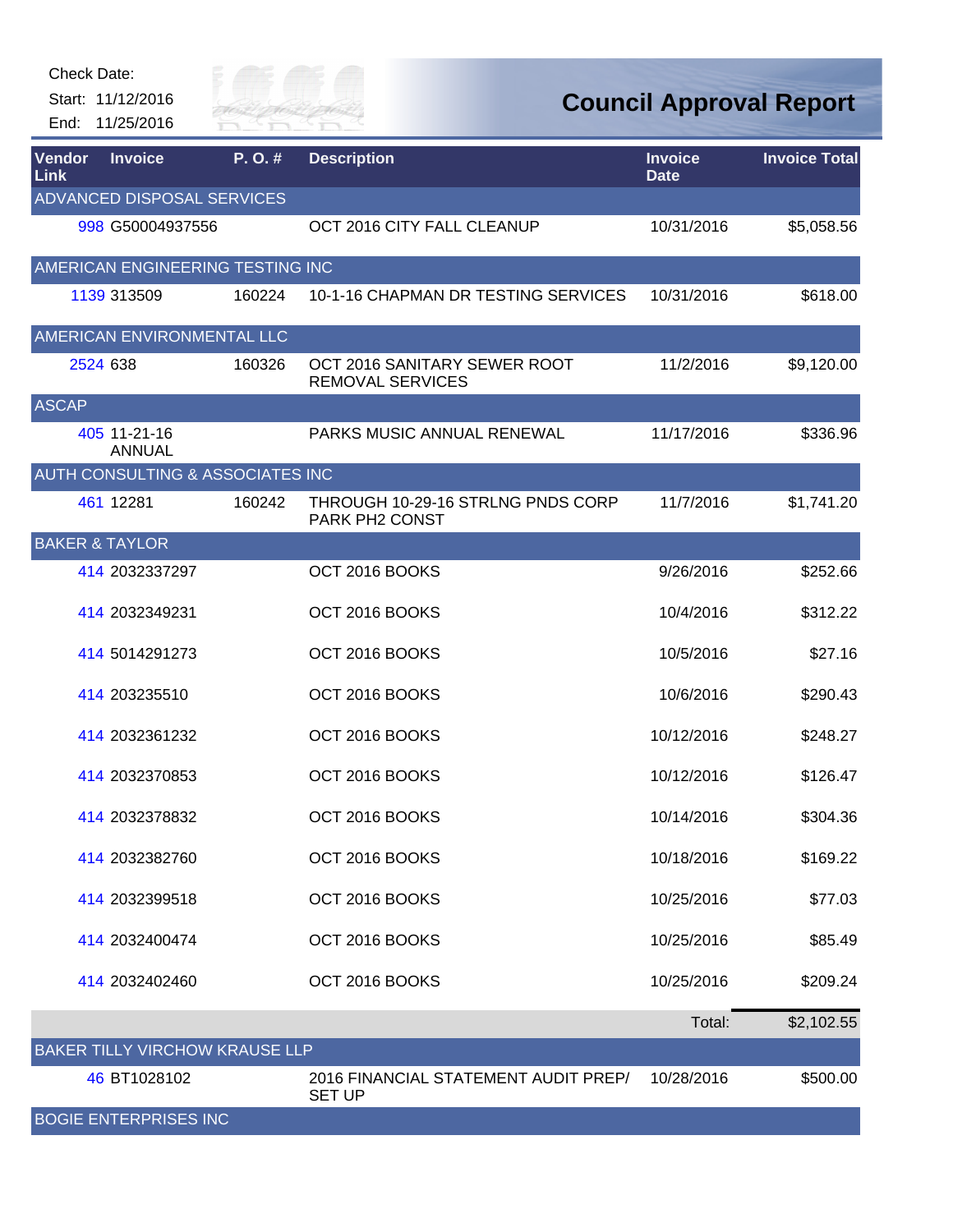Check Date:

Start: 11/12/2016

End: 11/25/2016

# Council Approval Report

| Vendor Link | Invoice | P. O. # | Description | Invoice Date | Invoice Total |
|---|---|---|---|---|---|
| ADVANCED DISPOSAL SERVICES | | | | | |
| 998 | G50004937556 | | OCT 2016 CITY FALL CLEANUP | 10/31/2016 | $5,058.56 |
| AMERICAN ENGINEERING TESTING INC | | | | | |
| 1139 | 313509 | 160224 | 10-1-16 CHAPMAN DR TESTING SERVICES | 10/31/2016 | $618.00 |
| AMERICAN ENVIRONMENTAL LLC | | | | | |
| 2524 | 638 | 160326 | OCT 2016 SANITARY SEWER ROOT REMOVAL SERVICES | 11/2/2016 | $9,120.00 |
| ASCAP | | | | | |
| 405 | 11-21-16 ANNUAL | | PARKS MUSIC ANNUAL RENEWAL | 11/17/2016 | $336.96 |
| AUTH CONSULTING & ASSOCIATES INC | | | | | |
| 461 | 12281 | 160242 | THROUGH 10-29-16 STRLNG PNDS CORP PARK PH2 CONST | 11/7/2016 | $1,741.20 |
| BAKER & TAYLOR | | | | | |
| 414 | 2032337297 | | OCT 2016 BOOKS | 9/26/2016 | $252.66 |
| 414 | 2032349231 | | OCT 2016 BOOKS | 10/4/2016 | $312.22 |
| 414 | 5014291273 | | OCT 2016 BOOKS | 10/5/2016 | $27.16 |
| 414 | 203235510 | | OCT 2016 BOOKS | 10/6/2016 | $290.43 |
| 414 | 2032361232 | | OCT 2016 BOOKS | 10/12/2016 | $248.27 |
| 414 | 2032370853 | | OCT 2016 BOOKS | 10/12/2016 | $126.47 |
| 414 | 2032378832 | | OCT 2016 BOOKS | 10/14/2016 | $304.36 |
| 414 | 2032382760 | | OCT 2016 BOOKS | 10/18/2016 | $169.22 |
| 414 | 2032399518 | | OCT 2016 BOOKS | 10/25/2016 | $77.03 |
| 414 | 2032400474 | | OCT 2016 BOOKS | 10/25/2016 | $85.49 |
| 414 | 2032402460 | | OCT 2016 BOOKS | 10/25/2016 | $209.24 |
| | | | | Total: | $2,102.55 |
| BAKER TILLY VIRCHOW KRAUSE LLP | | | | | |
| 46 | BT1028102 | | 2016 FINANCIAL STATEMENT AUDIT PREP/ SET UP | 10/28/2016 | $500.00 |
| BOGIE ENTERPRISES INC | | | | | |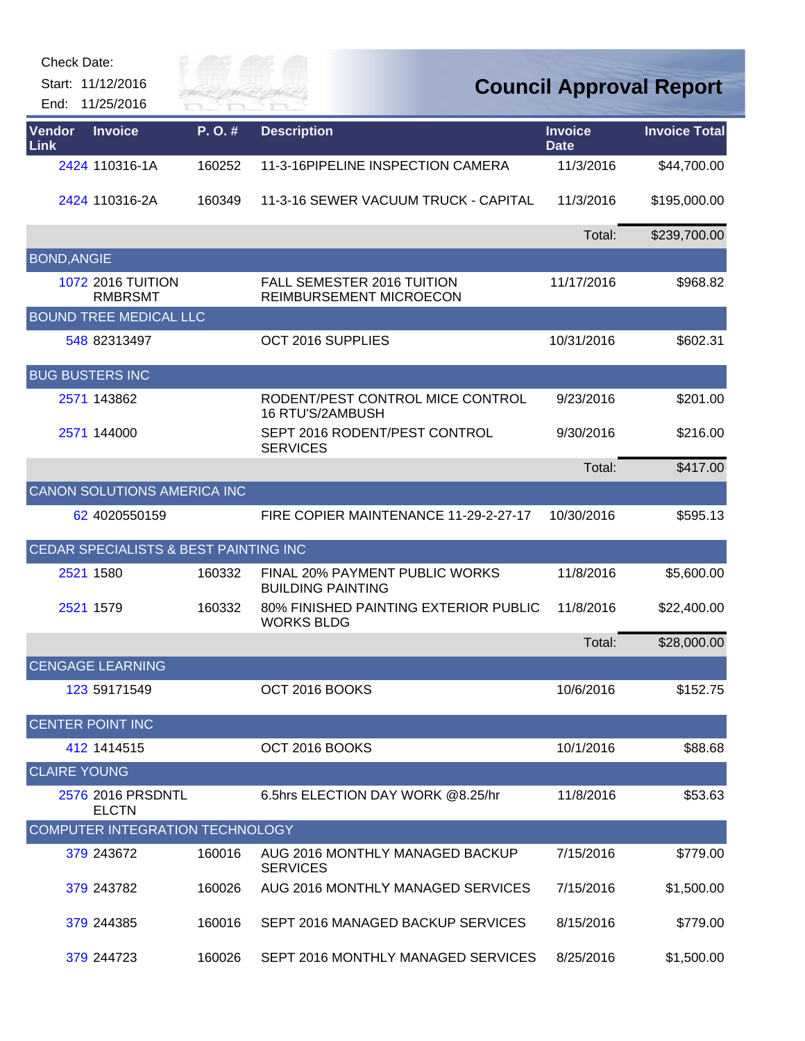Check Date:

Start: 11/12/2016

End: 11/25/2016

# Council Approval Report

| Vendor Link | Invoice | P. O. # | Description | Invoice Date | Invoice Total |
|---|---|---|---|---|---|
| 2424 | 110316-1A | 160252 | 11-3-16PIPELINE INSPECTION CAMERA | 11/3/2016 | $44,700.00 |
| 2424 | 110316-2A | 160349 | 11-3-16 SEWER VACUUM TRUCK - CAPITAL | 11/3/2016 | $195,000.00 |
| | | | | Total: | $239,700.00 |
| **BOND,ANGIE** | | | | | |
| 1072 | 2016 TUITION RMBRSMT | | FALL SEMESTER 2016 TUITION REIMBURSEMENT MICROECON | 11/17/2016 | $968.82 |
| **BOUND TREE MEDICAL LLC** | | | | | |
| 548 | 82313497 | | OCT 2016 SUPPLIES | 10/31/2016 | $602.31 |
| **BUG BUSTERS INC** | | | | | |
| 2571 | 143862 | | RODENT/PEST CONTROL MICE CONTROL 16 RTU'S/2AMBUSH | 9/23/2016 | $201.00 |
| 2571 | 144000 | | SEPT 2016 RODENT/PEST CONTROL SERVICES | 9/30/2016 | $216.00 |
| | | | | Total: | $417.00 |
| **CANON SOLUTIONS AMERICA INC** | | | | | |
| 62 | 4020550159 | | FIRE COPIER MAINTENANCE 11-29-2-27-17 | 10/30/2016 | $595.13 |
| **CEDAR SPECIALISTS & BEST PAINTING INC** | | | | | |
| 2521 | 1580 | 160332 | FINAL 20% PAYMENT PUBLIC WORKS BUILDING PAINTING | 11/8/2016 | $5,600.00 |
| 2521 | 1579 | 160332 | 80% FINISHED PAINTING EXTERIOR PUBLIC WORKS BLDG | 11/8/2016 | $22,400.00 |
| | | | | Total: | $28,000.00 |
| **CENGAGE LEARNING** | | | | | |
| 123 | 59171549 | | OCT 2016 BOOKS | 10/6/2016 | $152.75 |
| **CENTER POINT INC** | | | | | |
| 412 | 1414515 | | OCT 2016 BOOKS | 10/1/2016 | $88.68 |
| **CLAIRE YOUNG** | | | | | |
| 2576 | 2016 PRSDNTL ELCTN | | 6.5hrs ELECTION DAY WORK @8.25/hr | 11/8/2016 | $53.63 |
| **COMPUTER INTEGRATION TECHNOLOGY** | | | | | |
| 379 | 243672 | 160016 | AUG 2016 MONTHLY MANAGED BACKUP SERVICES | 7/15/2016 | $779.00 |
| 379 | 243782 | 160026 | AUG 2016 MONTHLY MANAGED SERVICES | 7/15/2016 | $1,500.00 |
| 379 | 244385 | 160016 | SEPT 2016 MANAGED BACKUP SERVICES | 8/15/2016 | $779.00 |
| 379 | 244723 | 160026 | SEPT 2016 MONTHLY MANAGED SERVICES | 8/25/2016 | $1,500.00 |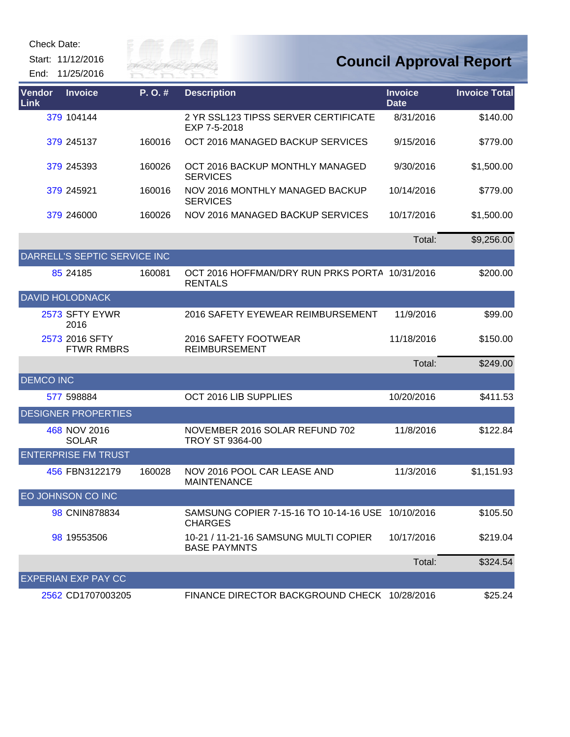Check Date:

Start: 11/12/2016

End: 11/25/2016

# Council Approval Report

| Vendor Link | Invoice | P. O. # | Description | Invoice Date | Invoice Total |
|---|---|---|---|---|---|
| 379 | 104144 | | 2 YR SSL123 TIPSS SERVER CERTIFICATE EXP 7-5-2018 | 8/31/2016 | $140.00 |
| 379 | 245137 | 160016 | OCT 2016 MANAGED BACKUP SERVICES | 9/15/2016 | $779.00 |
| 379 | 245393 | 160026 | OCT 2016 BACKUP MONTHLY MANAGED SERVICES | 9/30/2016 | $1,500.00 |
| 379 | 245921 | 160016 | NOV 2016 MONTHLY MANAGED BACKUP SERVICES | 10/14/2016 | $779.00 |
| 379 | 246000 | 160026 | NOV 2016 MANAGED BACKUP SERVICES | 10/17/2016 | $1,500.00 |
| | | | | Total: | $9,256.00 |
| DARRELL'S SEPTIC SERVICE INC | | | | | |
| 85 | 24185 | 160081 | OCT 2016 HOFFMAN/DRY RUN PRKS PORTA RENTALS | 10/31/2016 | $200.00 |
| DAVID HOLODNACK | | | | | |
| 2573 | SFTY EYWR 2016 | | 2016 SAFETY EYEWEAR REIMBURSEMENT | 11/9/2016 | $99.00 |
| 2573 | 2016 SFTY FTWR RMBRS | | 2016 SAFETY FOOTWEAR REIMBURSEMENT | 11/18/2016 | $150.00 |
| | | | | Total: | $249.00 |
| DEMCO INC | | | | | |
| 577 | 598884 | | OCT 2016 LIB SUPPLIES | 10/20/2016 | $411.53 |
| DESIGNER PROPERTIES | | | | | |
| 468 | NOV 2016 SOLAR | | NOVEMBER 2016 SOLAR REFUND 702 TROY ST 9364-00 | 11/8/2016 | $122.84 |
| ENTERPRISE FM TRUST | | | | | |
| 456 | FBN3122179 | 160028 | NOV 2016 POOL CAR LEASE AND MAINTENANCE | 11/3/2016 | $1,151.93 |
| EO JOHNSON CO INC | | | | | |
| 98 | CNIN878834 | | SAMSUNG COPIER 7-15-16 TO 10-14-16 USE CHARGES | 10/10/2016 | $105.50 |
| 98 | 19553506 | | 10-21 / 11-21-16 SAMSUNG MULTI COPIER BASE PAYMNTS | 10/17/2016 | $219.04 |
| | | | | Total: | $324.54 |
| EXPERIAN EXP PAY CC | | | | | |
| 2562 | CD1707003205 | | FINANCE DIRECTOR BACKGROUND CHECK | 10/28/2016 | $25.24 |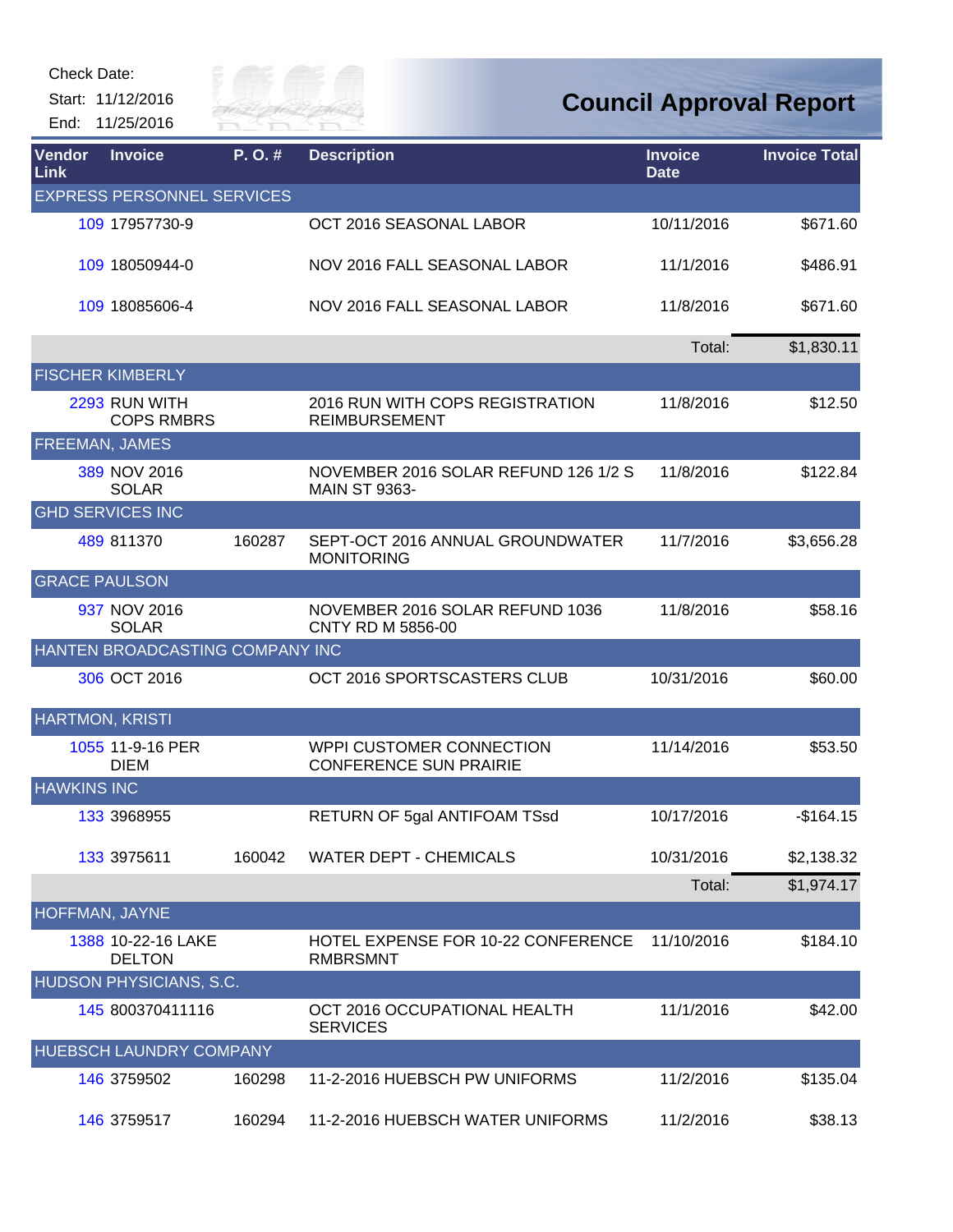Check Date:

Start: 11/12/2016

End: 11/25/2016

# Council Approval Report

| Vendor Link | Invoice | P. O. # | Description | Invoice Date | Invoice Total |
|---|---|---|---|---|---|
| EXPRESS PERSONNEL SERVICES | | | | | |
| 109 | 17957730-9 | | OCT 2016 SEASONAL LABOR | 10/11/2016 | $671.60 |
| 109 | 18050944-0 | | NOV 2016 FALL SEASONAL LABOR | 11/1/2016 | $486.91 |
| 109 | 18085606-4 | | NOV 2016 FALL SEASONAL LABOR | 11/8/2016 | $671.60 |
| | | | | Total: | $1,830.11 |
| FISCHER KIMBERLY | | | | | |
| 2293 | RUN WITH COPS RMBRS | | 2016 RUN WITH COPS REGISTRATION REIMBURSEMENT | 11/8/2016 | $12.50 |
| FREEMAN, JAMES | | | | | |
| 389 | NOV 2016 SOLAR | | NOVEMBER 2016 SOLAR REFUND 126 1/2 S MAIN ST 9363- | 11/8/2016 | $122.84 |
| GHD SERVICES INC | | | | | |
| 489 | 811370 | 160287 | SEPT-OCT 2016 ANNUAL GROUNDWATER MONITORING | 11/7/2016 | $3,656.28 |
| GRACE PAULSON | | | | | |
| 937 | NOV 2016 SOLAR | | NOVEMBER 2016 SOLAR REFUND 1036 CNTY RD M 5856-00 | 11/8/2016 | $58.16 |
| HANTEN BROADCASTING COMPANY INC | | | | | |
| 306 | OCT 2016 | | OCT 2016 SPORTSCASTERS CLUB | 10/31/2016 | $60.00 |
| HARTMON, KRISTI | | | | | |
| 1055 | 11-9-16 PER DIEM | | WPPI CUSTOMER CONNECTION CONFERENCE SUN PRAIRIE | 11/14/2016 | $53.50 |
| HAWKINS INC | | | | | |
| 133 | 3968955 | | RETURN OF 5gal ANTIFOAM TSsd | 10/17/2016 | -$164.15 |
| 133 | 3975611 | 160042 | WATER DEPT - CHEMICALS | 10/31/2016 | $2,138.32 |
| | | | | Total: | $1,974.17 |
| HOFFMAN, JAYNE | | | | | |
| 1388 | 10-22-16 LAKE DELTON | | HOTEL EXPENSE FOR 10-22 CONFERENCE RMBRSMNT | 11/10/2016 | $184.10 |
| HUDSON PHYSICIANS, S.C. | | | | | |
| 145 | 800370411116 | | OCT 2016 OCCUPATIONAL HEALTH SERVICES | 11/1/2016 | $42.00 |
| HUEBSCH LAUNDRY COMPANY | | | | | |
| 146 | 3759502 | 160298 | 11-2-2016 HUEBSCH PW UNIFORMS | 11/2/2016 | $135.04 |
| 146 | 3759517 | 160294 | 11-2-2016 HUEBSCH WATER UNIFORMS | 11/2/2016 | $38.13 |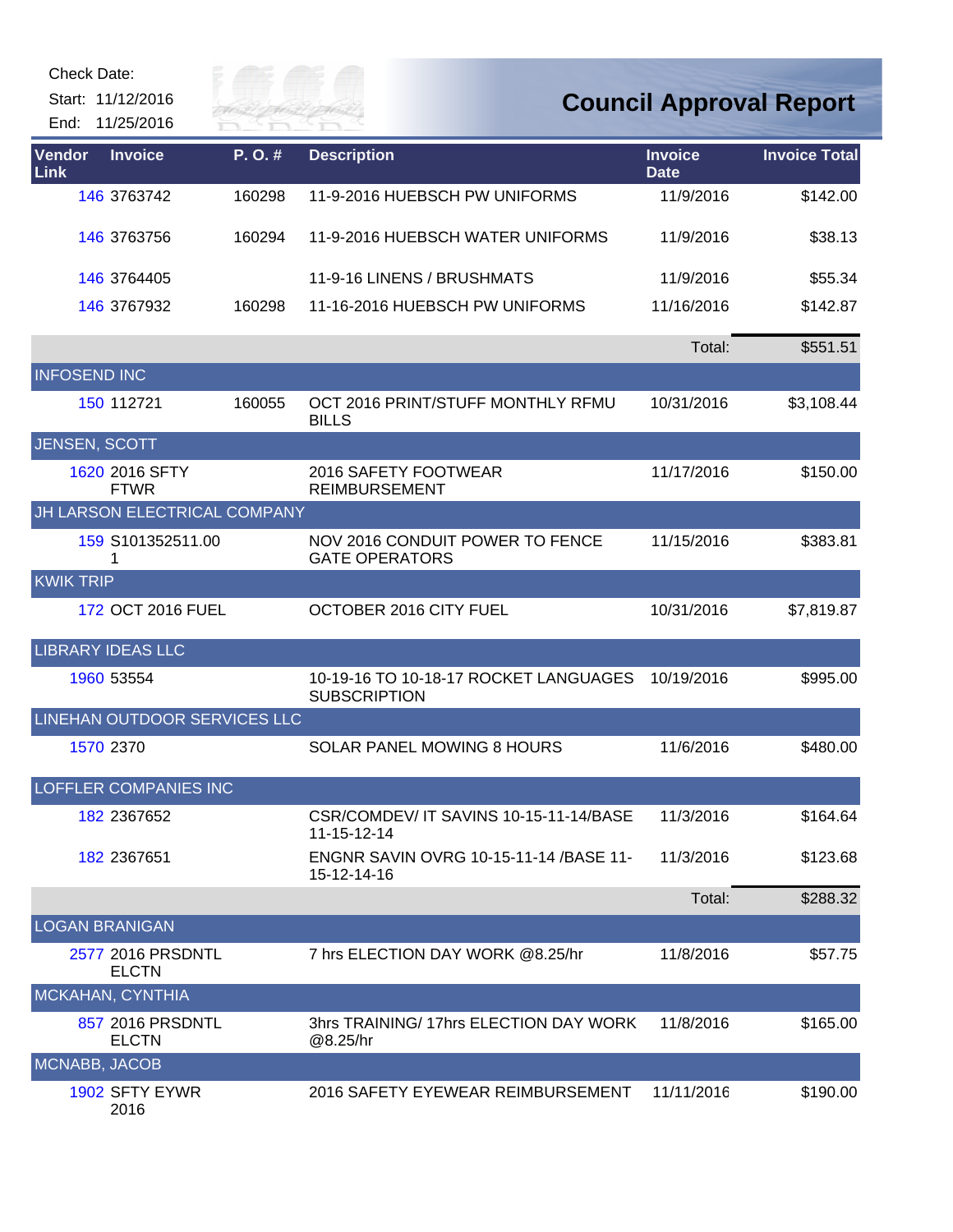Check Date:

Start: 11/12/2016

End: 11/25/2016

# Council Approval Report

| Vendor Link | Invoice | P. O. # | Description | Invoice Date | Invoice Total |
|---|---|---|---|---|---|
| 146 | 3763742 | 160298 | 11-9-2016 HUEBSCH PW UNIFORMS | 11/9/2016 | $142.00 |
| 146 | 3763756 | 160294 | 11-9-2016 HUEBSCH WATER UNIFORMS | 11/9/2016 | $38.13 |
| 146 | 3764405 | | 11-9-16 LINENS / BRUSHMATS | 11/9/2016 | $55.34 |
| 146 | 3767932 | 160298 | 11-16-2016 HUEBSCH PW UNIFORMS | 11/16/2016 | $142.87 |
| | | | | Total: | $551.51 |
| INFOSEND INC | | | | | |
| 150 | 112721 | 160055 | OCT 2016 PRINT/STUFF MONTHLY RFMU BILLS | 10/31/2016 | $3,108.44 |
| JENSEN, SCOTT | | | | | |
| 1620 | 2016 SFTY FTWR | | 2016 SAFETY FOOTWEAR REIMBURSEMENT | 11/17/2016 | $150.00 |
| JH LARSON ELECTRICAL COMPANY | | | | | |
| 159 | S101352511.001 | | NOV 2016 CONDUIT POWER TO FENCE GATE OPERATORS | 11/15/2016 | $383.81 |
| KWIK TRIP | | | | | |
| 172 | OCT 2016 FUEL | | OCTOBER 2016 CITY FUEL | 10/31/2016 | $7,819.87 |
| LIBRARY IDEAS LLC | | | | | |
| 1960 | 53554 | | 10-19-16 TO 10-18-17 ROCKET LANGUAGES SUBSCRIPTION | 10/19/2016 | $995.00 |
| LINEHAN OUTDOOR SERVICES LLC | | | | | |
| 1570 | 2370 | | SOLAR PANEL MOWING 8 HOURS | 11/6/2016 | $480.00 |
| LOFFLER COMPANIES INC | | | | | |
| 182 | 2367652 | | CSR/COMDEV/ IT SAVINS 10-15-11-14/BASE 11-15-12-14 | 11/3/2016 | $164.64 |
| 182 | 2367651 | | ENGNR SAVIN OVRG 10-15-11-14 /BASE 11-15-12-14-16 | 11/3/2016 | $123.68 |
| | | | | Total: | $288.32 |
| LOGAN BRANIGAN | | | | | |
| 2577 | 2016 PRSDNTL ELCTN | | 7 hrs ELECTION DAY WORK @8.25/hr | 11/8/2016 | $57.75 |
| MCKAHAN, CYNTHIA | | | | | |
| 857 | 2016 PRSDNTL ELCTN | | 3hrs TRAINING/ 17hrs ELECTION DAY WORK @8.25/hr | 11/8/2016 | $165.00 |
| MCNABB, JACOB | | | | | |
| 1902 | SFTY EYWR 2016 | | 2016 SAFETY EYEWEAR REIMBURSEMENT | 11/11/2016 | $190.00 |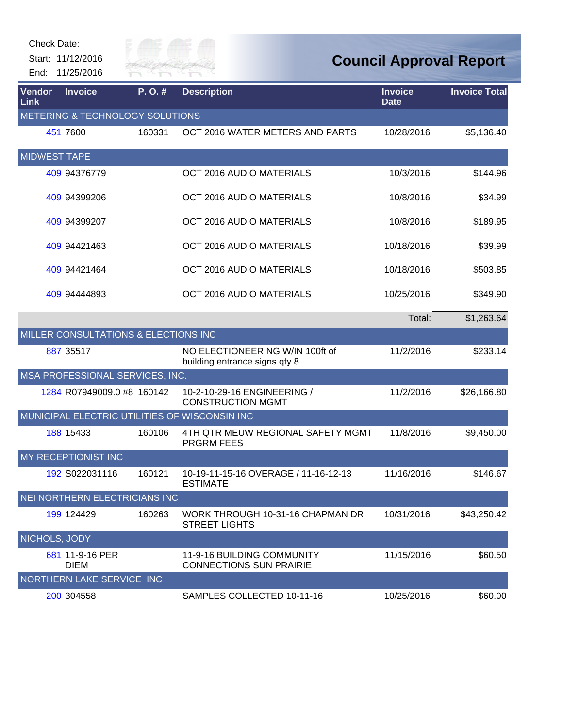Check Date:
Start: 11/12/2016
End: 11/25/2016

# Council Approval Report

| Vendor Link | Invoice | P. O. # | Description | Invoice Date | Invoice Total |
|---|---|---|---|---|---|
| METERING & TECHNOLOGY SOLUTIONS | | | | | |
| 451 | 7600 | 160331 | OCT 2016 WATER METERS AND PARTS | 10/28/2016 | $5,136.40 |
| MIDWEST TAPE | | | | | |
| 409 | 94376779 | | OCT 2016 AUDIO MATERIALS | 10/3/2016 | $144.96 |
| 409 | 94399206 | | OCT 2016 AUDIO MATERIALS | 10/8/2016 | $34.99 |
| 409 | 94399207 | | OCT 2016 AUDIO MATERIALS | 10/8/2016 | $189.95 |
| 409 | 94421463 | | OCT 2016 AUDIO MATERIALS | 10/18/2016 | $39.99 |
| 409 | 94421464 | | OCT 2016 AUDIO MATERIALS | 10/18/2016 | $503.85 |
| 409 | 94444893 | | OCT 2016 AUDIO MATERIALS | 10/25/2016 | $349.90 |
| | | | | Total: | $1,263.64 |
| MILLER CONSULTATIONS & ELECTIONS INC | | | | | |
| 887 | 35517 | | NO ELECTIONEERING W/IN 100ft of building entrance signs qty 8 | 11/2/2016 | $233.14 |
| MSA PROFESSIONAL SERVICES, INC. | | | | | |
| 1284 | R07949009.0 #8 | 160142 | 10-2-10-29-16 ENGINEERING / CONSTRUCTION MGMT | 11/2/2016 | $26,166.80 |
| MUNICIPAL ELECTRIC UTILITIES OF WISCONSIN INC | | | | | |
| 188 | 15433 | 160106 | 4TH QTR MEUW REGIONAL SAFETY MGMT PRGRM FEES | 11/8/2016 | $9,450.00 |
| MY RECEPTIONIST INC | | | | | |
| 192 | S022031116 | 160121 | 10-19-11-15-16 OVERAGE / 11-16-12-13 ESTIMATE | 11/16/2016 | $146.67 |
| NEI NORTHERN ELECTRICIANS INC | | | | | |
| 199 | 124429 | 160263 | WORK THROUGH 10-31-16 CHAPMAN DR STREET LIGHTS | 10/31/2016 | $43,250.42 |
| NICHOLS, JODY | | | | | |
| 681 | 11-9-16 PER DIEM | | 11-9-16 BUILDING COMMUNITY CONNECTIONS SUN PRAIRIE | 11/15/2016 | $60.50 |
| NORTHERN LAKE SERVICE INC | | | | | |
| 200 | 304558 | | SAMPLES COLLECTED 10-11-16 | 10/25/2016 | $60.00 |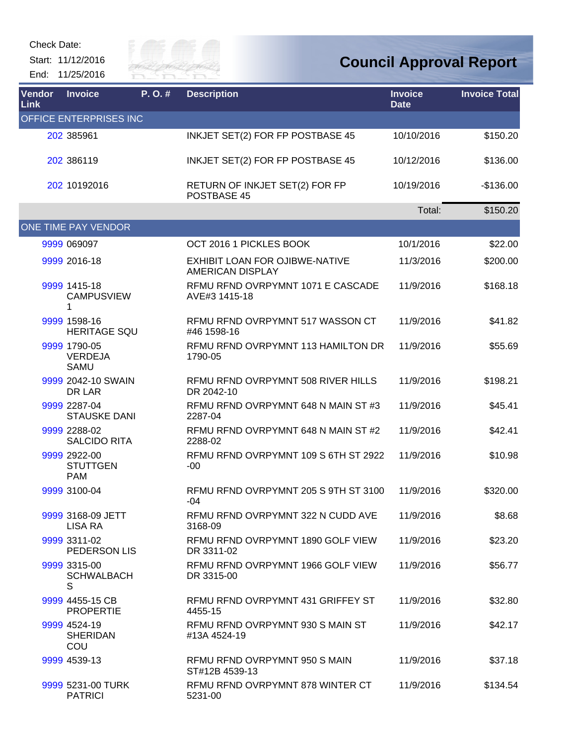Check Date:

Start: 11/12/2016

End: 11/25/2016

# Council Approval Report

| Vendor Link | Invoice | P. O. # | Description | Invoice Date | Invoice Total |
|---|---|---|---|---|---|
| OFFICE ENTERPRISES INC | | | | | |
| 202 | 385961 | | INKJET SET(2) FOR FP POSTBASE 45 | 10/10/2016 | $150.20 |
| 202 | 386119 | | INKJET SET(2) FOR FP POSTBASE 45 | 10/12/2016 | $136.00 |
| 202 | 10192016 | | RETURN OF INKJET SET(2) FOR FP POSTBASE 45 | 10/19/2016 | -$136.00 |
| | | | | Total: | $150.20 |
| ONE TIME PAY VENDOR | | | | | |
| 9999 | 069097 | | OCT 2016 1 PICKLES BOOK | 10/1/2016 | $22.00 |
| 9999 | 2016-18 | | EXHIBIT LOAN FOR OJIBWE-NATIVE AMERICAN DISPLAY | 11/3/2016 | $200.00 |
| 9999 | 1415-18 CAMPUSVIEW 1 | | RFMU RFND OVRPYMNT 1071 E CASCADE AVE#3 1415-18 | 11/9/2016 | $168.18 |
| 9999 | 1598-16 HERITAGE SQU | | RFMU RFND OVRPYMNT 517 WASSON CT #46 1598-16 | 11/9/2016 | $41.82 |
| 9999 | 1790-05 VERDEJA SAMU | | RFMU RFND OVRPYMNT 113 HAMILTON DR 1790-05 | 11/9/2016 | $55.69 |
| 9999 | 2042-10 SWAIN DR LAR | | RFMU RFND OVRPYMNT 508 RIVER HILLS DR 2042-10 | 11/9/2016 | $198.21 |
| 9999 | 2287-04 STAUSKE DANI | | RFMU RFND OVRPYMNT 648 N MAIN ST #3 2287-04 | 11/9/2016 | $45.41 |
| 9999 | 2288-02 SALCIDO RITA | | RFMU RFND OVRPYMNT 648 N MAIN ST #2 2288-02 | 11/9/2016 | $42.41 |
| 9999 | 2922-00 STUTTGEN PAM | | RFMU RFND OVRPYMNT 109 S 6TH ST 2922 -00 | 11/9/2016 | $10.98 |
| 9999 | 3100-04 | | RFMU RFND OVRPYMNT 205 S 9TH ST 3100 -04 | 11/9/2016 | $320.00 |
| 9999 | 3168-09 JETT LISA RA | | RFMU RFND OVRPYMNT 322 N CUDD AVE 3168-09 | 11/9/2016 | $8.68 |
| 9999 | 3311-02 PEDERSON LIS | | RFMU RFND OVRPYMNT 1890 GOLF VIEW DR 3311-02 | 11/9/2016 | $23.20 |
| 9999 | 3315-00 SCHWALBACH S | | RFMU RFND OVRPYMNT 1966 GOLF VIEW DR 3315-00 | 11/9/2016 | $56.77 |
| 9999 | 4455-15 CB PROPERTIE | | RFMU RFND OVRPYMNT 431 GRIFFEY ST 4455-15 | 11/9/2016 | $32.80 |
| 9999 | 4524-19 SHERIDAN COU | | RFMU RFND OVRPYMNT 930 S MAIN ST #13A 4524-19 | 11/9/2016 | $42.17 |
| 9999 | 4539-13 | | RFMU RFND OVRPYMNT 950 S MAIN ST#12B 4539-13 | 11/9/2016 | $37.18 |
| 9999 | 5231-00 TURK PATRICI | | RFMU RFND OVRPYMNT 878 WINTER CT 5231-00 | 11/9/2016 | $134.54 |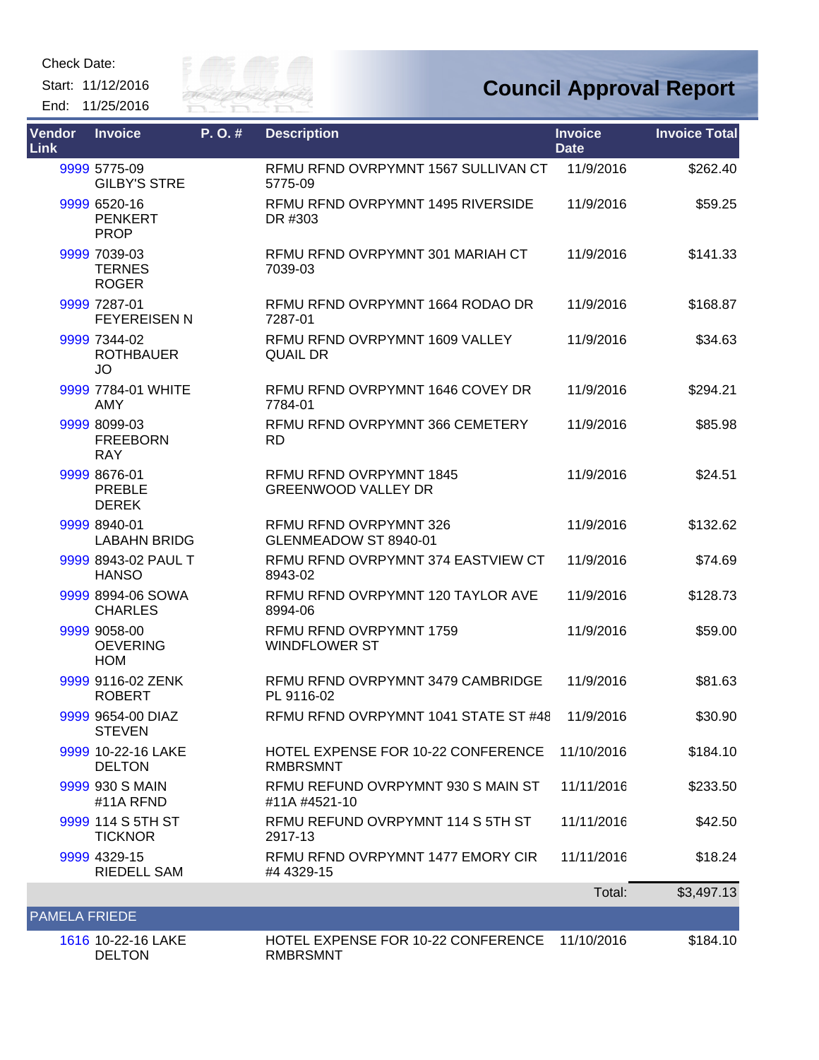Check Date:

Start: 11/12/2016

End: 11/25/2016

# Council Approval Report

| Vendor Link | Invoice | P. O. # | Description | Invoice Date | Invoice Total |
|---|---|---|---|---|---|
| 9999 | 5775-09 GILBY'S STRE | | RFMU RFND OVRPYMNT 1567 SULLIVAN CT 5775-09 | 11/9/2016 | $262.40 |
| 9999 | 6520-16 PENKERT PROP | | RFMU RFND OVRPYMNT 1495 RIVERSIDE DR #303 | 11/9/2016 | $59.25 |
| 9999 | 7039-03 TERNES ROGER | | RFMU RFND OVRPYMNT 301 MARIAH CT 7039-03 | 11/9/2016 | $141.33 |
| 9999 | 7287-01 FEYEREISEN N | | RFMU RFND OVRPYMNT 1664 RODAO DR 7287-01 | 11/9/2016 | $168.87 |
| 9999 | 7344-02 ROTHBAUER JO | | RFMU RFND OVRPYMNT 1609 VALLEY QUAIL DR | 11/9/2016 | $34.63 |
| 9999 | 7784-01 WHITE AMY | | RFMU RFND OVRPYMNT 1646 COVEY DR 7784-01 | 11/9/2016 | $294.21 |
| 9999 | 8099-03 FREEBORN RAY | | RFMU RFND OVRPYMNT 366 CEMETERY RD | 11/9/2016 | $85.98 |
| 9999 | 8676-01 PREBLE DEREK | | RFMU RFND OVRPYMNT 1845 GREENWOOD VALLEY DR | 11/9/2016 | $24.51 |
| 9999 | 8940-01 LABAHN BRIDG | | RFMU RFND OVRPYMNT 326 GLENMEADOW ST 8940-01 | 11/9/2016 | $132.62 |
| 9999 | 8943-02 PAUL T HANSO | | RFMU RFND OVRPYMNT 374 EASTVIEW CT 8943-02 | 11/9/2016 | $74.69 |
| 9999 | 8994-06 SOWA CHARLES | | RFMU RFND OVRPYMNT 120 TAYLOR AVE 8994-06 | 11/9/2016 | $128.73 |
| 9999 | 9058-00 OEVERING HOM | | RFMU RFND OVRPYMNT 1759 WINDFLOWER ST | 11/9/2016 | $59.00 |
| 9999 | 9116-02 ZENK ROBERT | | RFMU RFND OVRPYMNT 3479 CAMBRIDGE PL 9116-02 | 11/9/2016 | $81.63 |
| 9999 | 9654-00 DIAZ STEVEN | | RFMU RFND OVRPYMNT 1041 STATE ST #48 | 11/9/2016 | $30.90 |
| 9999 | 10-22-16 LAKE DELTON | | HOTEL EXPENSE FOR 10-22 CONFERENCE RMBRSMNT | 11/10/2016 | $184.10 |
| 9999 | 930 S MAIN #11A RFND | | RFMU REFUND OVRPYMNT 930 S MAIN ST #11A #4521-10 | 11/11/2016 | $233.50 |
| 9999 | 114 S 5TH ST TICKNOR | | RFMU REFUND OVRPYMNT 114 S 5TH ST 2917-13 | 11/11/2016 | $42.50 |
| 9999 | 4329-15 RIEDELL SAM | | RFMU RFND OVRPYMNT 1477 EMORY CIR #4 4329-15 | 11/11/2016 | $18.24 |
| | | | | Total: | $3,497.13 |

**PAMELA FRIEDE**

| Vendor Link | Invoice | P. O. # | Description | Invoice Date | Invoice Total |
|---|---|---|---|---|---|
| 1616 | 10-22-16 LAKE DELTON | | HOTEL EXPENSE FOR 10-22 CONFERENCE RMBRSMNT | 11/10/2016 | $184.10 |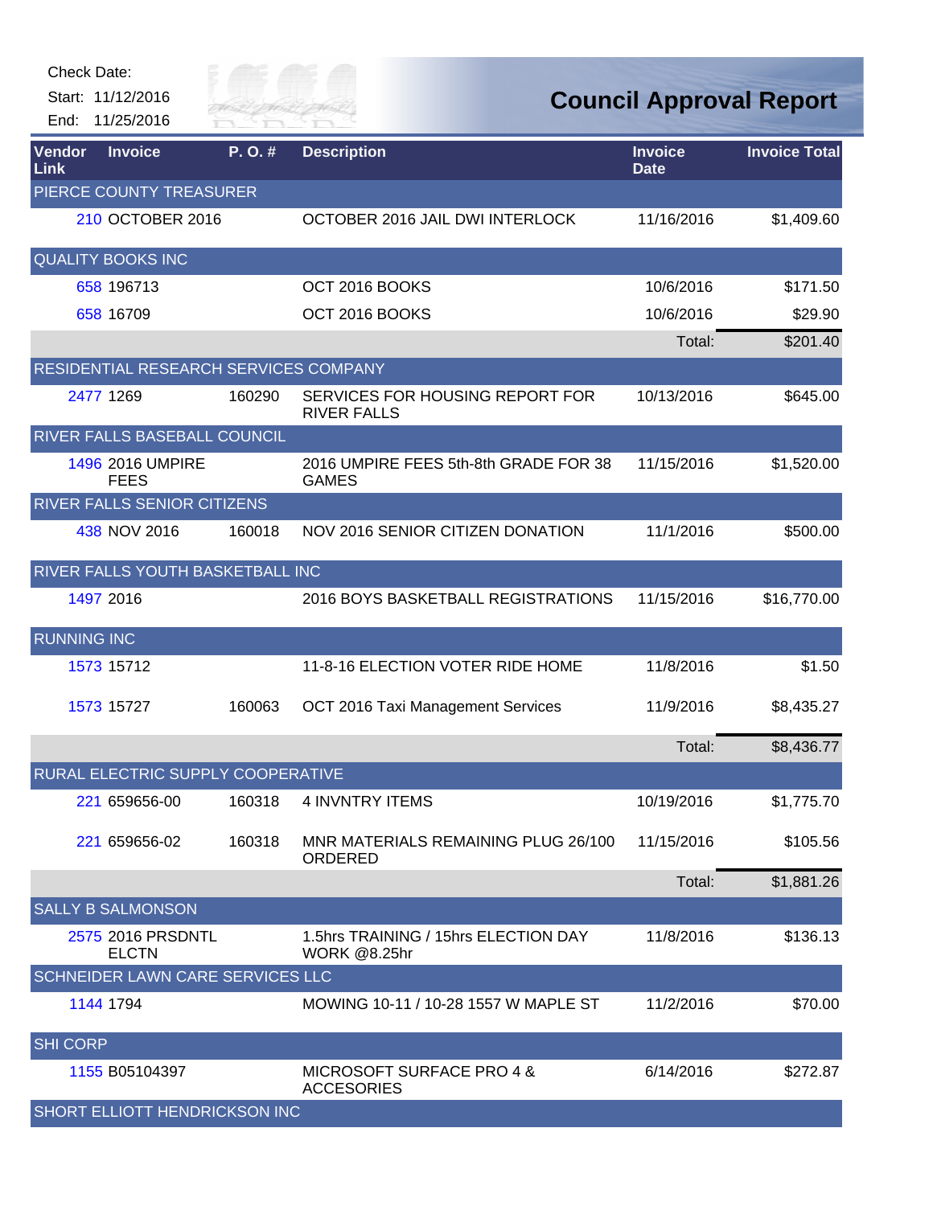Check Date:

Start: 11/12/2016

End: 11/25/2016

# Council Approval Report

| Vendor Link | Invoice | P. O. # | Description | Invoice Date | Invoice Total |
|---|---|---|---|---|---|
| PIERCE COUNTY TREASURER | | | | | |
| 210 | OCTOBER 2016 | | OCTOBER 2016 JAIL DWI INTERLOCK | 11/16/2016 | $1,409.60 |
| QUALITY BOOKS INC | | | | | |
| 658 | 196713 | | OCT 2016 BOOKS | 10/6/2016 | $171.50 |
| 658 | 16709 | | OCT 2016 BOOKS | 10/6/2016 | $29.90 |
| | | | | Total: | $201.40 |
| RESIDENTIAL RESEARCH SERVICES COMPANY | | | | | |
| 2477 | 1269 | 160290 | SERVICES FOR HOUSING REPORT FOR RIVER FALLS | 10/13/2016 | $645.00 |
| RIVER FALLS BASEBALL COUNCIL | | | | | |
| 1496 | 2016 UMPIRE FEES | | 2016 UMPIRE FEES 5th-8th GRADE FOR 38 GAMES | 11/15/2016 | $1,520.00 |
| RIVER FALLS SENIOR CITIZENS | | | | | |
| 438 | NOV 2016 | 160018 | NOV 2016 SENIOR CITIZEN DONATION | 11/1/2016 | $500.00 |
| RIVER FALLS YOUTH BASKETBALL INC | | | | | |
| 1497 | 2016 | | 2016 BOYS BASKETBALL REGISTRATIONS | 11/15/2016 | $16,770.00 |
| RUNNING INC | | | | | |
| 1573 | 15712 | | 11-8-16 ELECTION VOTER RIDE HOME | 11/8/2016 | $1.50 |
| 1573 | 15727 | 160063 | OCT 2016 Taxi Management Services | 11/9/2016 | $8,435.27 |
| | | | | Total: | $8,436.77 |
| RURAL ELECTRIC SUPPLY COOPERATIVE | | | | | |
| 221 | 659656-00 | 160318 | 4 INVNTRY ITEMS | 10/19/2016 | $1,775.70 |
| 221 | 659656-02 | 160318 | MNR MATERIALS REMAINING PLUG 26/100 ORDERED | 11/15/2016 | $105.56 |
| | | | | Total: | $1,881.26 |
| SALLY B SALMONSON | | | | | |
| 2575 | 2016 PRSDNTL ELCTN | | 1.5hrs TRAINING / 15hrs ELECTION DAY WORK @8.25hr | 11/8/2016 | $136.13 |
| SCHNEIDER LAWN CARE SERVICES LLC | | | | | |
| 1144 | 1794 | | MOWING 10-11 / 10-28 1557 W MAPLE ST | 11/2/2016 | $70.00 |
| SHI CORP | | | | | |
| 1155 | B05104397 | | MICROSOFT SURFACE PRO 4 & ACCESORIES | 6/14/2016 | $272.87 |
| SHORT ELLIOTT HENDRICKSON INC | | | | | |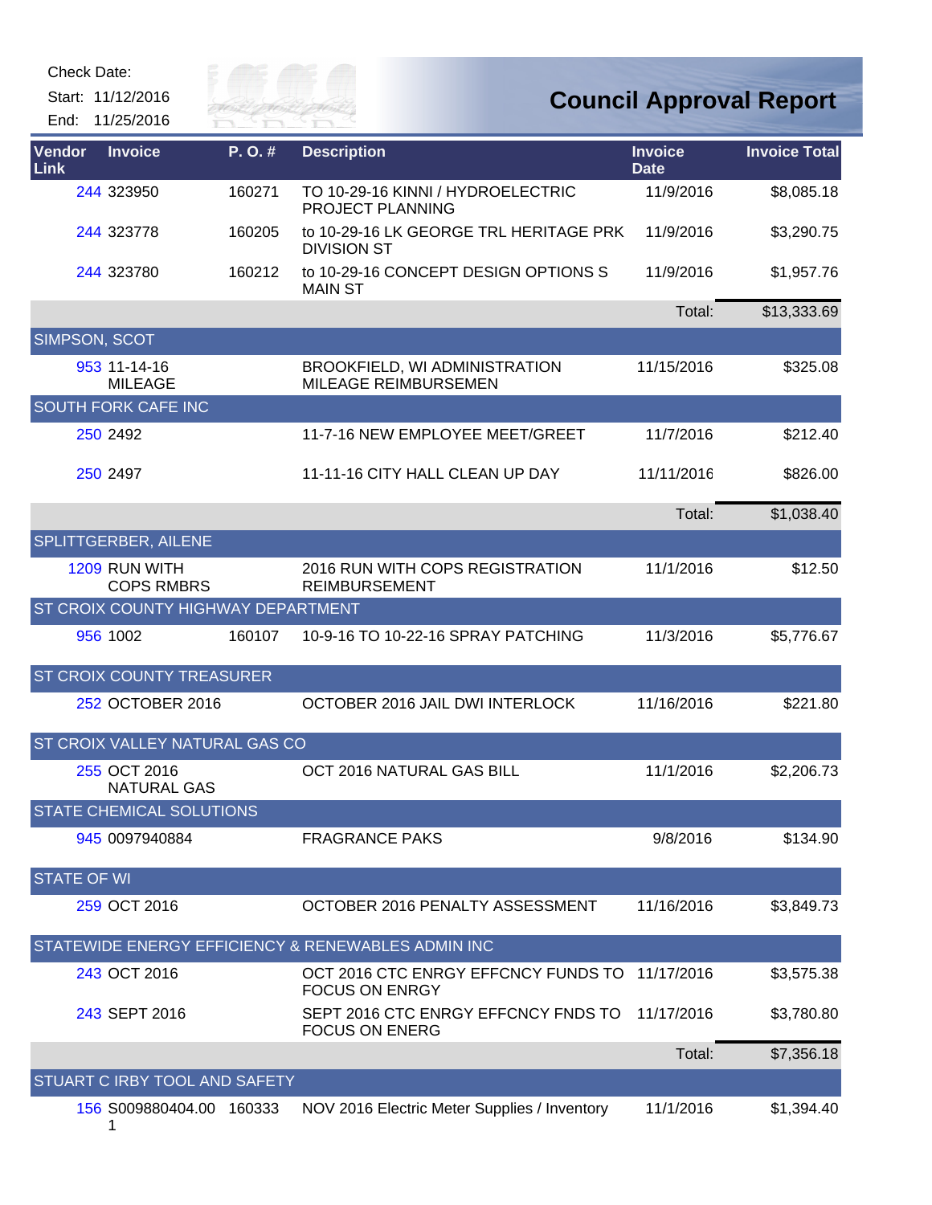Check Date:

Start: 11/12/2016

End: 11/25/2016

# Council Approval Report

| Vendor Link | Invoice | P. O. # | Description | Invoice Date | Invoice Total |
|---|---|---|---|---|---|
| 244 | 323950 | 160271 | TO 10-29-16 KINNI / HYDROELECTRIC PROJECT PLANNING | 11/9/2016 | $8,085.18 |
| 244 | 323778 | 160205 | to 10-29-16 LK GEORGE TRL HERITAGE PRK DIVISION ST | 11/9/2016 | $3,290.75 |
| 244 | 323780 | 160212 | to 10-29-16 CONCEPT DESIGN OPTIONS S MAIN ST | 11/9/2016 | $1,957.76 |
| | | | | Total: | $13,333.69 |
| SIMPSON, SCOT | | | | | |
| 953 | 11-14-16 MILEAGE | | BROOKFIELD, WI ADMINISTRATION MILEAGE REIMBURSEMEN | 11/15/2016 | $325.08 |
| SOUTH FORK CAFE INC | | | | | |
| 250 | 2492 | | 11-7-16 NEW EMPLOYEE MEET/GREET | 11/7/2016 | $212.40 |
| 250 | 2497 | | 11-11-16 CITY HALL CLEAN UP DAY | 11/11/2016 | $826.00 |
| | | | | Total: | $1,038.40 |
| SPLITTGERBER, AILENE | | | | | |
| 1209 | RUN WITH COPS RMBRS | | 2016 RUN WITH COPS REGISTRATION REIMBURSEMENT | 11/1/2016 | $12.50 |
| ST CROIX COUNTY HIGHWAY DEPARTMENT | | | | | |
| 956 | 1002 | 160107 | 10-9-16 TO 10-22-16 SPRAY PATCHING | 11/3/2016 | $5,776.67 |
| ST CROIX COUNTY TREASURER | | | | | |
| 252 | OCTOBER 2016 | | OCTOBER 2016 JAIL DWI INTERLOCK | 11/16/2016 | $221.80 |
| ST CROIX VALLEY NATURAL GAS CO | | | | | |
| 255 | OCT 2016 NATURAL GAS | | OCT 2016 NATURAL GAS BILL | 11/1/2016 | $2,206.73 |
| STATE CHEMICAL SOLUTIONS | | | | | |
| 945 | 0097940884 | | FRAGRANCE PAKS | 9/8/2016 | $134.90 |
| STATE OF WI | | | | | |
| 259 | OCT 2016 | | OCTOBER 2016 PENALTY ASSESSMENT | 11/16/2016 | $3,849.73 |
| STATEWIDE ENERGY EFFICIENCY & RENEWABLES ADMIN INC | | | | | |
| 243 | OCT 2016 | | OCT 2016 CTC ENRGY EFFCNCY FUNDS TO FOCUS ON ENRGY | 11/17/2016 | $3,575.38 |
| 243 | SEPT 2016 | | SEPT 2016 CTC ENRGY EFFCNCY FNDS TO FOCUS ON ENERG | 11/17/2016 | $3,780.80 |
| | | | | Total: | $7,356.18 |
| STUART C IRBY TOOL AND SAFETY | | | | | |
| 156 | S009880404.001 | 160333 | NOV 2016 Electric Meter Supplies / Inventory | 11/1/2016 | $1,394.40 |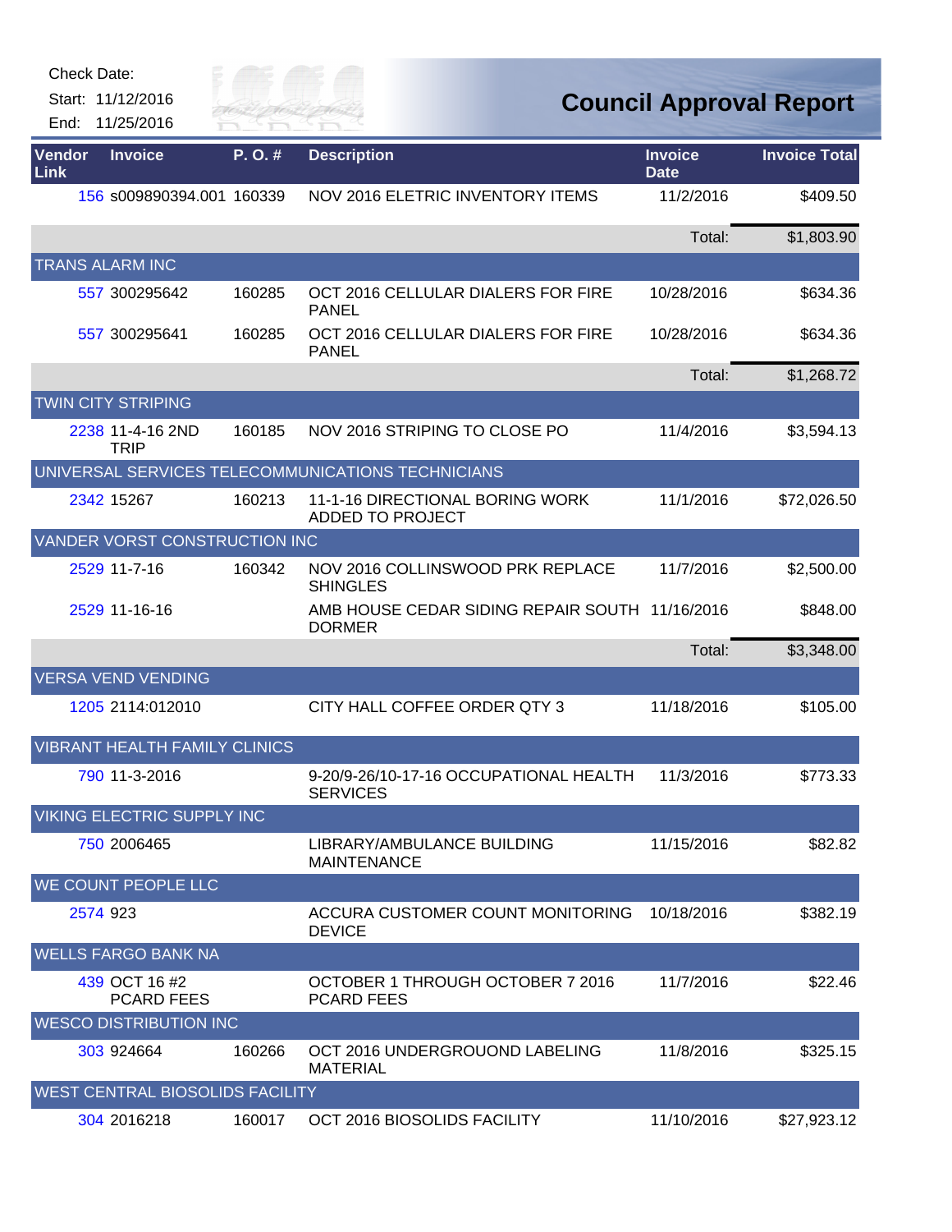Check Date:

Start: 11/12/2016

End: 11/25/2016

# Council Approval Report

| Vendor Link | Invoice | P. O. # | Description | Invoice Date | Invoice Total |
|---|---|---|---|---|---|
| 156 | s009890394.001 | 160339 | NOV 2016 ELETRIC INVENTORY ITEMS | 11/2/2016 | $409.50 |
| | | | | Total: | $1,803.90 |
| **TRANS ALARM INC** | | | | | |
| 557 | 300295642 | 160285 | OCT 2016 CELLULAR DIALERS FOR FIRE PANEL | 10/28/2016 | $634.36 |
| 557 | 300295641 | 160285 | OCT 2016 CELLULAR DIALERS FOR FIRE PANEL | 10/28/2016 | $634.36 |
| | | | | Total: | $1,268.72 |
| **TWIN CITY STRIPING** | | | | | |
| 2238 | 11-4-16 2ND TRIP | 160185 | NOV 2016 STRIPING TO CLOSE PO | 11/4/2016 | $3,594.13 |
| **UNIVERSAL SERVICES TELECOMMUNICATIONS TECHNICIANS** | | | | | |
| 2342 | 15267 | 160213 | 11-1-16 DIRECTIONAL BORING WORK ADDED TO PROJECT | 11/1/2016 | $72,026.50 |
| **VANDER VORST CONSTRUCTION INC** | | | | | |
| 2529 | 11-7-16 | 160342 | NOV 2016 COLLINSWOOD PRK REPLACE SHINGLES | 11/7/2016 | $2,500.00 |
| 2529 | 11-16-16 | | AMB HOUSE CEDAR SIDING REPAIR SOUTH DORMER | 11/16/2016 | $848.00 |
| | | | | Total: | $3,348.00 |
| **VERSA VEND VENDING** | | | | | |
| 1205 | 2114:012010 | | CITY HALL COFFEE ORDER QTY 3 | 11/18/2016 | $105.00 |
| **VIBRANT HEALTH FAMILY CLINICS** | | | | | |
| 790 | 11-3-2016 | | 9-20/9-26/10-17-16 OCCUPATIONAL HEALTH SERVICES | 11/3/2016 | $773.33 |
| **VIKING ELECTRIC SUPPLY INC** | | | | | |
| 750 | 2006465 | | LIBRARY/AMBULANCE BUILDING MAINTENANCE | 11/15/2016 | $82.82 |
| **WE COUNT PEOPLE LLC** | | | | | |
| 2574 | 923 | | ACCURA CUSTOMER COUNT MONITORING DEVICE | 10/18/2016 | $382.19 |
| **WELLS FARGO BANK NA** | | | | | |
| 439 | OCT 16 #2 PCARD FEES | | OCTOBER 1 THROUGH OCTOBER 7 2016 PCARD FEES | 11/7/2016 | $22.46 |
| **WESCO DISTRIBUTION INC** | | | | | |
| 303 | 924664 | 160266 | OCT 2016 UNDERGROUOND LABELING MATERIAL | 11/8/2016 | $325.15 |
| **WEST CENTRAL BIOSOLIDS FACILITY** | | | | | |
| 304 | 2016218 | 160017 | OCT 2016 BIOSOLIDS FACILITY | 11/10/2016 | $27,923.12 |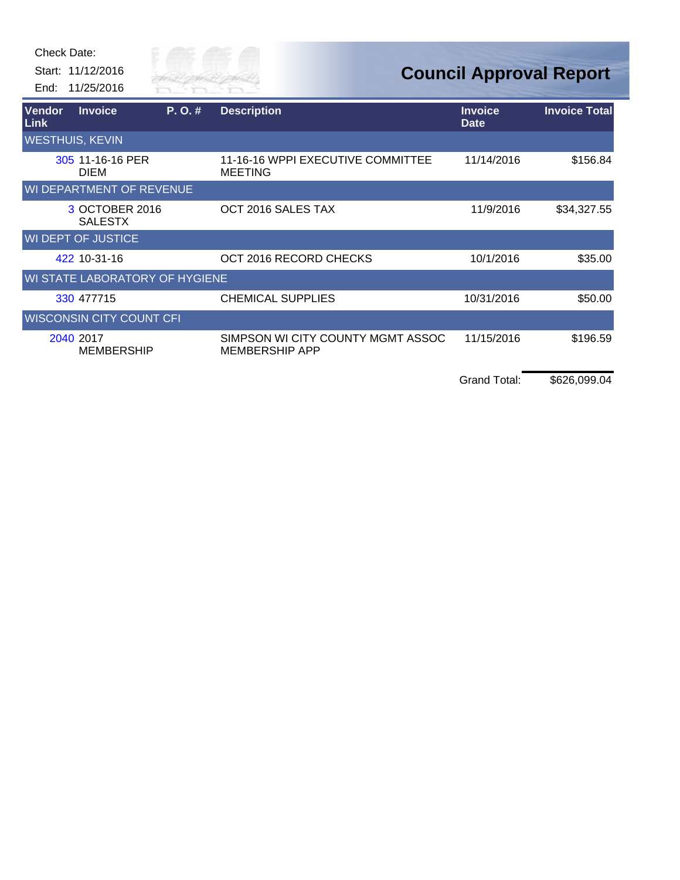Check Date:

Start: 11/12/2016

End: 11/25/2016

# Council Approval Report

| Vendor Link | Invoice | P. O. # | Description | Invoice Date | Invoice Total |
|---|---|---|---|---|---|
| **WESTHUIS, KEVIN** | | | | | |
| 305 | 11-16-16 PER DIEM | | 11-16-16 WPPI EXECUTIVE COMMITTEE MEETING | 11/14/2016 | $156.84 |
| **WI DEPARTMENT OF REVENUE** | | | | | |
| 3 | OCTOBER 2016 SALESTX | | OCT 2016 SALES TAX | 11/9/2016 | $34,327.55 |
| **WI DEPT OF JUSTICE** | | | | | |
| 422 | 10-31-16 | | OCT 2016 RECORD CHECKS | 10/1/2016 | $35.00 |
| **WI STATE LABORATORY OF HYGIENE** | | | | | |
| 330 | 477715 | | CHEMICAL SUPPLIES | 10/31/2016 | $50.00 |
| **WISCONSIN CITY COUNT CFI** | | | | | |
| 2040 | 2017 MEMBERSHIP | | SIMPSON WI CITY COUNTY MGMT ASSOC MEMBERSHIP APP | 11/15/2016 | $196.59 |
| | | | | Grand Total: | $626,099.04 |